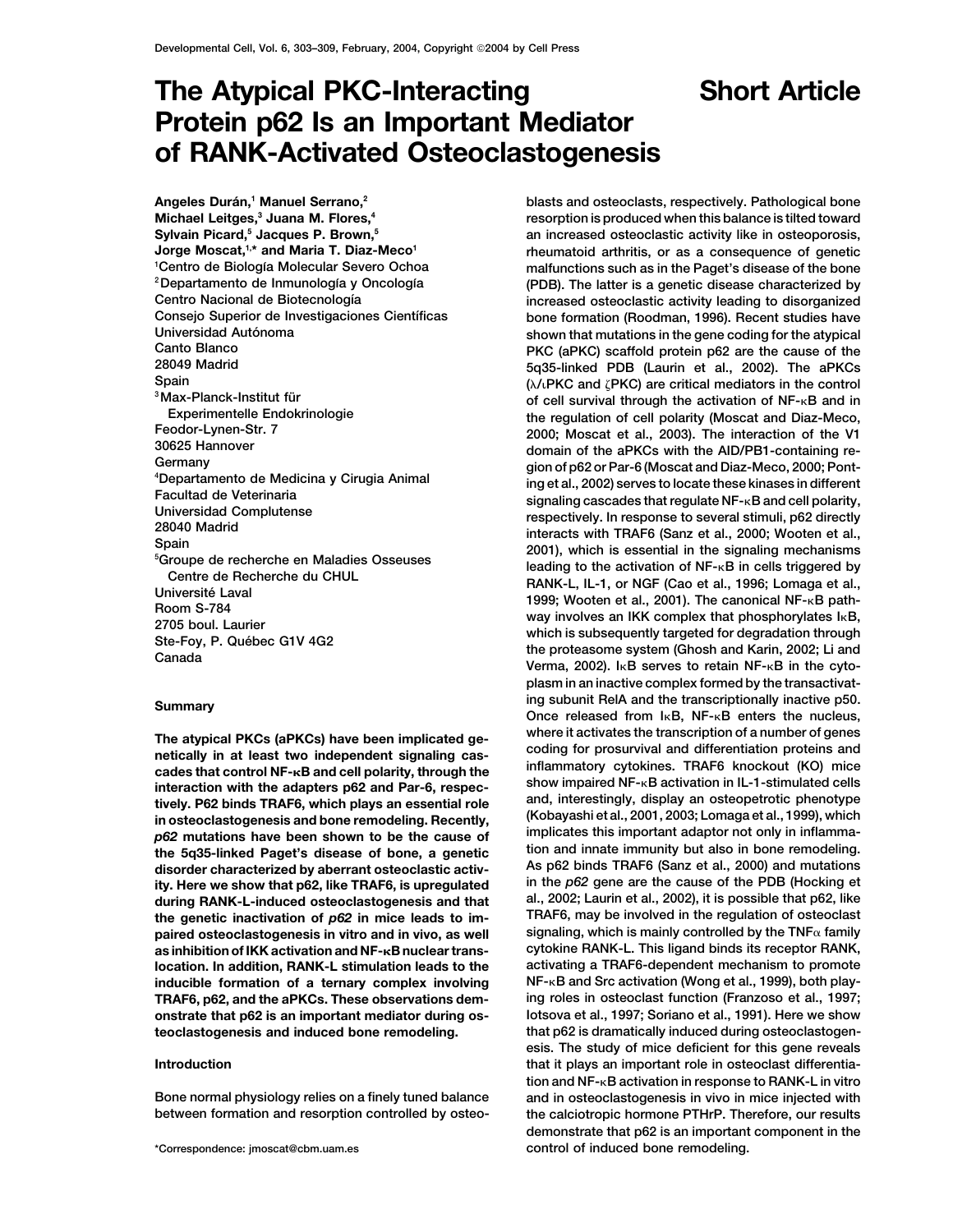# The Atypical PKC-Interacting Protein p62 Is an Important Mediator of RANK-Activated Osteoclastogenesis

**Short Article**

Angeles Durán,[1] Manuel Serrano,[2] Michael Leitges,[3] Juana M. Flores,[4] Sylvain Picard,[5] Jacques P. Brown,[5] Jorge Moscat,[1,*] and Maria T. Diaz-Meco[1]

[1]Centro de Biología Molecular Severo Ochoa
[2]Departamento de Inmunología y Oncología
Centro Nacional de Biotecnología
Consejo Superior de Investigaciones Científicas
Universidad Autónoma
Canto Blanco
28049 Madrid
Spain
[3]Max-Planck-Institut für Experimentelle Endokrinologie
Feodor-Lynen-Str. 7
30625 Hannover
Germany
[4]Departamento de Medicina y Cirugia Animal
Facultad de Veterinaria
Universidad Complutense
28040 Madrid
Spain
[5]Groupe de recherche en Maladies Osseuses
Centre de Recherche du CHUL
Université Laval
Room S-784
2705 boul. Laurier
Ste-Foy, P. Québec G1V 4G2
Canada

## Summary

**The atypical PKCs (aPKCs) have been implicated genetically in at least two independent signaling cascades that control NF-κB and cell polarity, through the interaction with the adapters p62 and Par-6, respectively. P62 binds TRAF6, which plays an essential role in osteoclastogenesis and bone remodeling. Recently, *p62* mutations have been shown to be the cause of the 5q35-linked Paget's disease of bone, a genetic disorder characterized by aberrant osteoclastic activity. Here we show that p62, like TRAF6, is upregulated during RANK-L-induced osteoclastogenesis and that the genetic inactivation of *p62* in mice leads to impaired osteoclastogenesis in vitro and in vivo, as well as inhibition of IKK activation and NF-κB nuclear translocation. In addition, RANK-L stimulation leads to the inducible formation of a ternary complex involving TRAF6, p62, and the aPKCs. These observations demonstrate that p62 is an important mediator during osteoclastogenesis and induced bone remodeling.**

## Introduction

Bone normal physiology relies on a finely tuned balance between formation and resorption controlled by osteoblasts and osteoclasts, respectively. Pathological bone resorption is produced when this balance is tilted toward an increased osteoclastic activity like in osteoporosis, rheumatoid arthritis, or as a consequence of genetic malfunctions such as in the Paget's disease of the bone (PDB). The latter is a genetic disease characterized by increased osteoclastic activity leading to disorganized bone formation (Roodman, 1996). Recent studies have shown that mutations in the gene coding for the atypical PKC (aPKC) scaffold protein p62 are the cause of the 5q35-linked PDB (Laurin et al., 2002). The aPKCs (λ/ιPKC and ζPKC) are critical mediators in the control of cell survival through the activation of NF-κB and in the regulation of cell polarity (Moscat and Diaz-Meco, 2000; Moscat et al., 2003). The interaction of the V1 domain of the aPKCs with the AID/PB1-containing region of p62 or Par-6 (Moscat and Diaz-Meco, 2000; Ponting et al., 2002) serves to locate these kinases in different signaling cascades that regulate NF-κB and cell polarity, respectively. In response to several stimuli, p62 directly interacts with TRAF6 (Sanz et al., 2000; Wooten et al., 2001), which is essential in the signaling mechanisms leading to the activation of NF-κB in cells triggered by RANK-L, IL-1, or NGF (Cao et al., 1996; Lomaga et al., 1999; Wooten et al., 2001). The canonical NF-κB pathway involves an IKK complex that phosphorylates IκB, which is subsequently targeted for degradation through the proteasome system (Ghosh and Karin, 2002; Li and Verma, 2002). IκB serves to retain NF-κB in the cytoplasm in an inactive complex formed by the transactivating subunit RelA and the transcriptionally inactive p50. Once released from IκB, NF-κB enters the nucleus, where it activates the transcription of a number of genes coding for prosurvival and differentiation proteins and inflammatory cytokines. TRAF6 knockout (KO) mice show impaired NF-κB activation in IL-1-stimulated cells and, interestingly, display an osteopetrotic phenotype (Kobayashi et al., 2001, 2003; Lomaga et al., 1999), which implicates this important adaptor not only in inflammation and innate immunity but also in bone remodeling. As p62 binds TRAF6 (Sanz et al., 2000) and mutations in the *p62* gene are the cause of the PDB (Hocking et al., 2002; Laurin et al., 2002), it is possible that p62, like TRAF6, may be involved in the regulation of osteoclast signaling, which is mainly controlled by the TNFα family cytokine RANK-L. This ligand binds its receptor RANK, activating a TRAF6-dependent mechanism to promote NF-κB and Src activation (Wong et al., 1999), both playing roles in osteoclast function (Franzoso et al., 1997; Iotsova et al., 1997; Soriano et al., 1991). Here we show that p62 is dramatically induced during osteoclastogenesis. The study of mice deficient for this gene reveals that it plays an important role in osteoclast differentiation and NF-κB activation in response to RANK-L in vitro and in osteoclastogenesis in vivo in mice injected with the calciotropic hormone PTHrP. Therefore, our results demonstrate that p62 is an important component in the control of induced bone remodeling.

*Correspondence: jmoscat@cbm.uam.es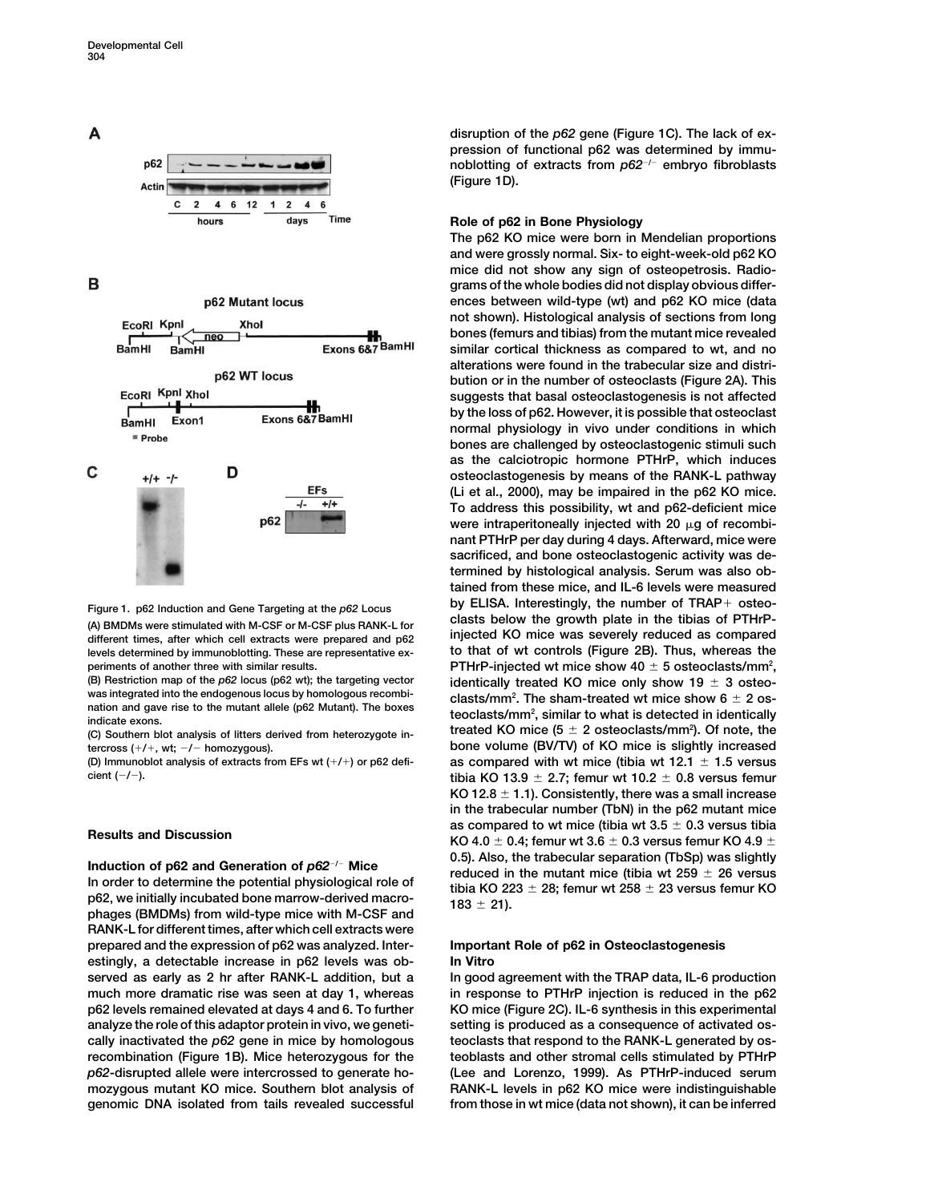Figure 1. p62 Induction and Gene Targeting at the *p62* Locus

(A) BMDMs were stimulated with M-CSF or M-CSF plus RANK-L for different times, after which cell extracts were prepared and p62 levels determined by immunoblotting. These are representative experiments of another three with similar results.

(B) Restriction map of the *p62* locus (p62 wt); the targeting vector was integrated into the endogenous locus by homologous recombination and gave rise to the mutant allele (p62 Mutant). The boxes indicate exons.

(C) Southern blot analysis of litters derived from heterozygote intercross (+/+, wt; −/− homozygous).

(D) Immunoblot analysis of extracts from EFs wt (+/+) or p62 deficient (−/−).

## Results and Discussion

### Induction of p62 and Generation of $p62^{-/-}$ Mice

In order to determine the potential physiological role of p62, we initially incubated bone marrow-derived macrophages (BMDMs) from wild-type mice with M-CSF and RANK-L for different times, after which cell extracts were prepared and the expression of p62 was analyzed. Interestingly, a detectable increase in p62 levels was observed as early as 2 hr after RANK-L addition, but a much more dramatic rise was seen at day 1, whereas p62 levels remained elevated at days 4 and 6. To further analyze the role of this adaptor protein in vivo, we genetically inactivated the *p62* gene in mice by homologous recombination (Figure 1B). Mice heterozygous for the *p62*-disrupted allele were intercrossed to generate homozygous mutant KO mice. Southern blot analysis of genomic DNA isolated from tails revealed successful disruption of the *p62* gene (Figure 1C). The lack of expression of functional p62 was determined by immunoblotting of extracts from $p62^{-/-}$ embryo fibroblasts (Figure 1D).

### Role of p62 in Bone Physiology

The p62 KO mice were born in Mendelian proportions and were grossly normal. Six- to eight-week-old p62 KO mice did not show any sign of osteopetrosis. Radiograms of the whole bodies did not display obvious differences between wild-type (wt) and p62 KO mice (data not shown). Histological analysis of sections from long bones (femurs and tibias) from the mutant mice revealed similar cortical thickness as compared to wt, and no alterations were found in the trabecular size and distribution or in the number of osteoclasts (Figure 2A). This suggests that basal osteoclastogenesis is not affected by the loss of p62. However, it is possible that osteoclast normal physiology in vivo under conditions in which bones are challenged by osteoclastogenic stimuli such as the calciotropic hormone PTHrP, which induces osteoclastogenesis by means of the RANK-L pathway (Li et al., 2000), may be impaired in the p62 KO mice. To address this possibility, wt and p62-deficient mice were intraperitoneally injected with 20 μg of recombinant PTHrP per day during 4 days. Afterward, mice were sacrificed, and bone osteoclastogenic activity was determined by histological analysis. Serum was also obtained from these mice, and IL-6 levels were measured by ELISA. Interestingly, the number of TRAP+ osteoclasts below the growth plate in the tibias of PTHrP-injected KO mice was severely reduced as compared to that of wt controls (Figure 2B). Thus, whereas the PTHrP-injected wt mice show 40 ± 5 osteoclasts/mm², identically treated KO mice only show 19 ± 3 osteoclasts/mm². The sham-treated wt mice show 6 ± 2 osteoclasts/mm², similar to what is detected in identically treated KO mice (5 ± 2 osteoclasts/mm²). Of note, the bone volume (BV/TV) of KO mice is slightly increased as compared with wt mice (tibia wt 12.1 ± 1.5 versus tibia KO 13.9 ± 2.7; femur wt 10.2 ± 0.8 versus femur KO 12.8 ± 1.1). Consistently, there was a small increase in the trabecular number (TbN) in the p62 mutant mice as compared to wt mice (tibia wt 3.5 ± 0.3 versus tibia KO 4.0 ± 0.4; femur wt 3.6 ± 0.3 versus femur KO 4.9 ± 0.5). Also, the trabecular separation (TbSp) was slightly reduced in the mutant mice (tibia wt 259 ± 26 versus tibia KO 223 ± 28; femur wt 258 ± 23 versus femur KO 183 ± 21).

### Important Role of p62 in Osteoclastogenesis In Vitro

In good agreement with the TRAP data, IL-6 production in response to PTHrP injection is reduced in the p62 KO mice (Figure 2C). IL-6 synthesis in this experimental setting is produced as a consequence of activated osteoclasts that respond to the RANK-L generated by osteoblasts and other stromal cells stimulated by PTHrP (Lee and Lorenzo, 1999). As PTHrP-induced serum RANK-L levels in p62 KO mice were indistinguishable from those in wt mice (data not shown), it can be inferred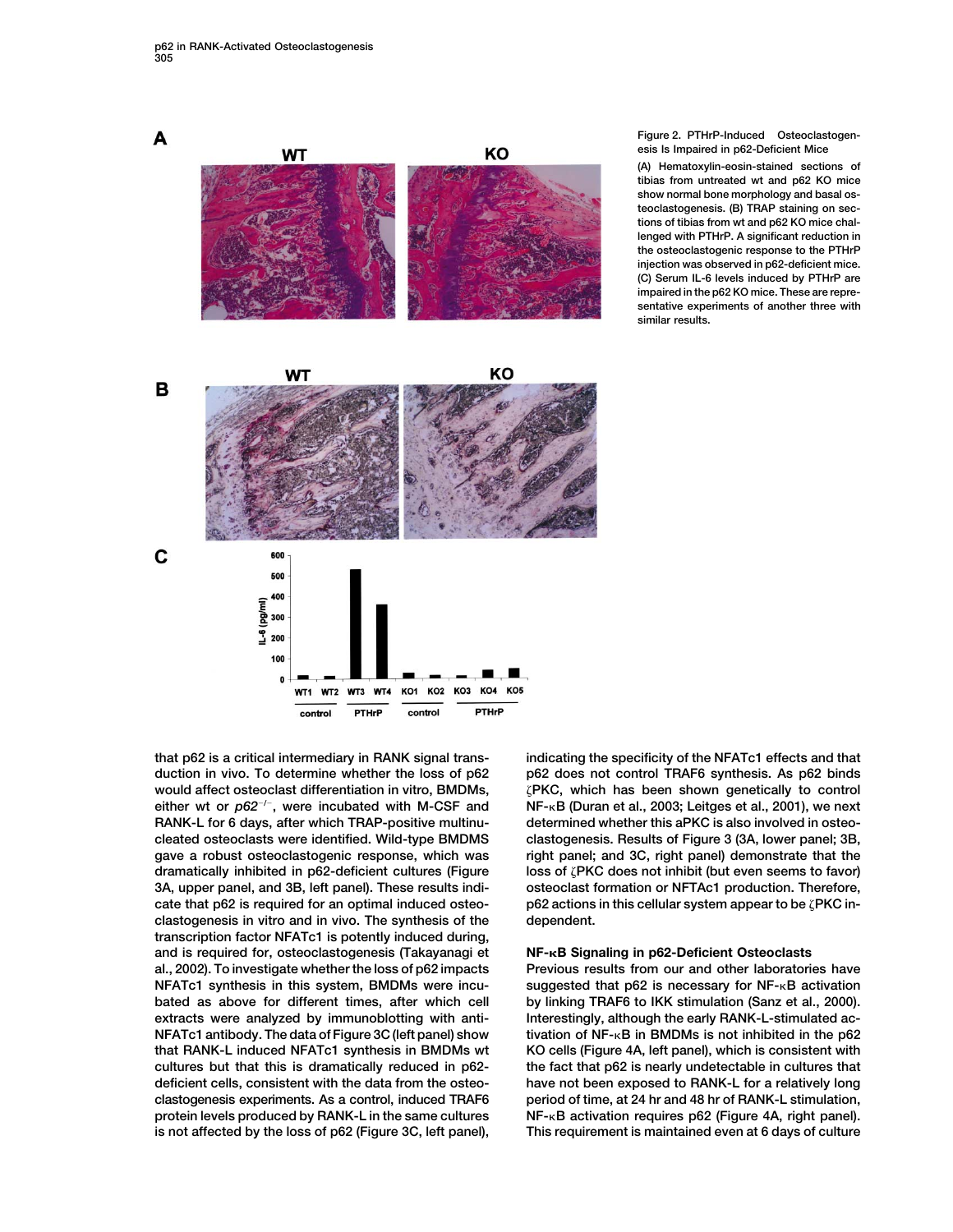Figure 2. PTHrP-Induced Osteoclastogenesis Is Impaired in p62-Deficient Mice

(A) Hematoxylin-eosin-stained sections of tibias from untreated wt and p62 KO mice show normal bone morphology and basal osteoclastogenesis. (B) TRAP staining on sections of tibias from wt and p62 KO mice challenged with PTHrP. A significant reduction in the osteoclastogenic response to the PTHrP injection was observed in p62-deficient mice. (C) Serum IL-6 levels induced by PTHrP are impaired in the p62 KO mice. These are representative experiments of another three with similar results.

that p62 is a critical intermediary in RANK signal transduction in vivo. To determine whether the loss of p62 would affect osteoclast differentiation in vitro, BMDMs, either wt or $p62^{-/-}$, were incubated with M-CSF and RANK-L for 6 days, after which TRAP-positive multinucleated osteoclasts were identified. Wild-type BMDMS gave a robust osteoclastogenic response, which was dramatically inhibited in p62-deficient cultures (Figure 3A, upper panel, and 3B, left panel). These results indicate that p62 is required for an optimal induced osteoclastogenesis in vitro and in vivo. The synthesis of the transcription factor NFATc1 is potently induced during, and is required for, osteoclastogenesis (Takayanagi et al., 2002). To investigate whether the loss of p62 impacts NFATc1 synthesis in this system, BMDMs were incubated as above for different times, after which cell extracts were analyzed by immunoblotting with anti-NFATc1 antibody. The data of Figure 3C (left panel) show that RANK-L induced NFATc1 synthesis in BMDMs wt cultures but that this is dramatically reduced in p62-deficient cells, consistent with the data from the osteoclastogenesis experiments. As a control, induced TRAF6 protein levels produced by RANK-L in the same cultures is not affected by the loss of p62 (Figure 3C, left panel), indicating the specificity of the NFATc1 effects and that p62 does not control TRAF6 synthesis. As p62 binds ζPKC, which has been shown genetically to control NF-κB (Duran et al., 2003; Leitges et al., 2001), we next determined whether this aPKC is also involved in osteoclastogenesis. Results of Figure 3 (3A, lower panel; 3B, right panel; and 3C, right panel) demonstrate that the loss of ζPKC does not inhibit (but even seems to favor) osteoclast formation or NFTAc1 production. Therefore, p62 actions in this cellular system appear to be ζPKC independent.

## NF-κB Signaling in p62-Deficient Osteoclasts

Previous results from our and other laboratories have suggested that p62 is necessary for NF-κB activation by linking TRAF6 to IKK stimulation (Sanz et al., 2000). Interestingly, although the early RANK-L-stimulated activation of NF-κB in BMDMs is not inhibited in the p62 KO cells (Figure 4A, left panel), which is consistent with the fact that p62 is nearly undetectable in cultures that have not been exposed to RANK-L for a relatively long period of time, at 24 hr and 48 hr of RANK-L stimulation, NF-κB activation requires p62 (Figure 4A, right panel). This requirement is maintained even at 6 days of culture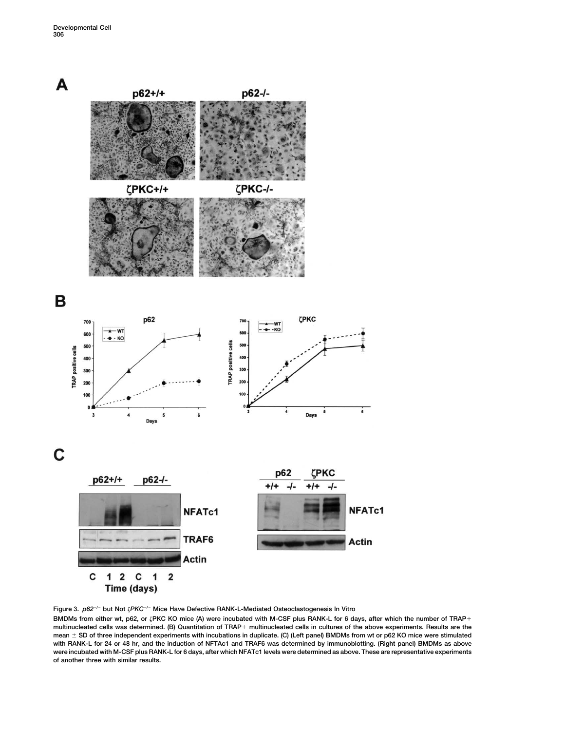Figure 3. $p62^{-/-}$ but Not $\zeta PKC^{-/-}$ Mice Have Defective RANK-L-Mediated Osteoclastogenesis In Vitro

BMDMs from either wt, p62, or ζPKC KO mice (A) were incubated with M-CSF plus RANK-L for 6 days, after which the number of TRAP+ multinucleated cells was determined. (B) Quantitation of TRAP+ multinucleated cells in cultures of the above experiments. Results are the mean ± SD of three independent experiments with incubations in duplicate. (C) (Left panel) BMDMs from wt or p62 KO mice were stimulated with RANK-L for 24 or 48 hr, and the induction of NFTAc1 and TRAF6 was determined by immunoblotting. (Right panel) BMDMs as above were incubated with M-CSF plus RANK-L for 6 days, after which NFATc1 levels were determined as above. These are representative experiments of another three with similar results.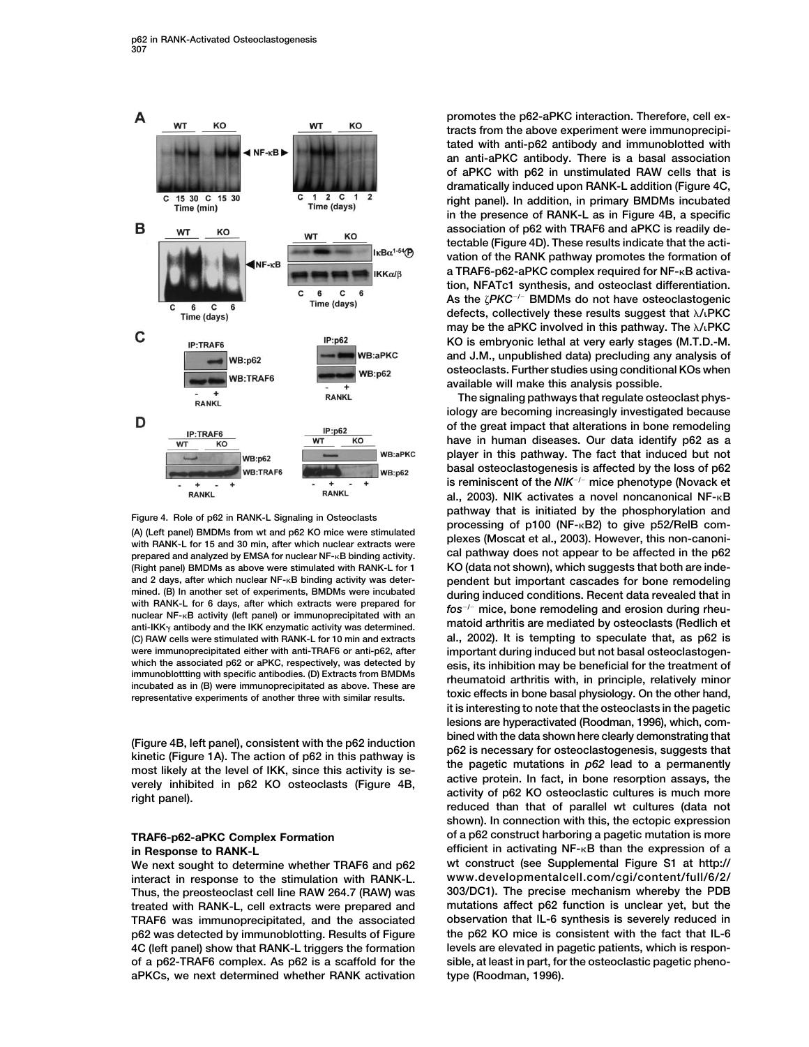Figure 4. Role of p62 in RANK-L Signaling in Osteoclasts

(A) (Left panel) BMDMs from wt and p62 KO mice were stimulated with RANK-L for 15 and 30 min, after which nuclear extracts were prepared and analyzed by EMSA for nuclear NF-κB binding activity. (Right panel) BMDMs as above were stimulated with RANK-L for 1 and 2 days, after which nuclear NF-κB binding activity was determined. (B) In another set of experiments, BMDMs were incubated with RANK-L for 6 days, after which extracts were prepared for nuclear NF-κB activity (left panel) or immunoprecipitated with an anti-IKKγ antibody and the IKK enzymatic activity was determined. (C) RAW cells were stimulated with RANK-L for 10 min and extracts were immunoprecipitated either with anti-TRAF6 or anti-p62, after which the associated p62 or aPKC, respectively, was detected by immunoblottting with specific antibodies. (D) Extracts from BMDMs incubated as in (B) were immunoprecipitated as above. These are representative experiments of another three with similar results.

(Figure 4B, left panel), consistent with the p62 induction kinetic (Figure 1A). The action of p62 in this pathway is most likely at the level of IKK, since this activity is severely inhibited in p62 KO osteoclasts (Figure 4B, right panel).

### TRAF6-p62-aPKC Complex Formation in Response to RANK-L

We next sought to determine whether TRAF6 and p62 interact in response to the stimulation with RANK-L. Thus, the preosteoclast cell line RAW 264.7 (RAW) was treated with RANK-L, cell extracts were prepared and TRAF6 was immunoprecipitated, and the associated p62 was detected by immunoblotting. Results of Figure 4C (left panel) show that RANK-L triggers the formation of a p62-TRAF6 complex. As p62 is a scaffold for the aPKCs, we next determined whether RANK activation promotes the p62-aPKC interaction. Therefore, cell extracts from the above experiment were immunoprecipitated with anti-p62 antibody and immunoblotted with an anti-aPKC antibody. There is a basal association of aPKC with p62 in unstimulated RAW cells that is dramatically induced upon RANK-L addition (Figure 4C, right panel). In addition, in primary BMDMs incubated in the presence of RANK-L as in Figure 4B, a specific association of p62 with TRAF6 and aPKC is readily detectable (Figure 4D). These results indicate that the activation of the RANK pathway promotes the formation of a TRAF6-p62-aPKC complex required for NF-κB activation, NFATc1 synthesis, and osteoclast differentiation. As the *ζPKC*$^{-/-}$ BMDMs do not have osteoclastogenic defects, collectively these results suggest that λ/ιPKC may be the aPKC involved in this pathway. The λ/ιPKC KO is embryonic lethal at very early stages (M.T.D.-M. and J.M., unpublished data) precluding any analysis of osteoclasts. Further studies using conditional KOs when available will make this analysis possible.

The signaling pathways that regulate osteoclast physiology are becoming increasingly investigated because of the great impact that alterations in bone remodeling have in human diseases. Our data identify p62 as a player in this pathway. The fact that induced but not basal osteoclastogenesis is affected by the loss of p62 is reminiscent of the *NIK*$^{-/-}$ mice phenotype (Novack et al., 2003). NIK activates a novel noncanonical NF-κB pathway that is initiated by the phosphorylation and processing of p100 (NF-κB2) to give p52/RelB complexes (Moscat et al., 2003). However, this non-canonical pathway does not appear to be affected in the p62 KO (data not shown), which suggests that both are independent but important cascades for bone remodeling during induced conditions. Recent data revealed that in *fos*$^{-/-}$ mice, bone remodeling and erosion during rheumatoid arthritis are mediated by osteoclasts (Redlich et al., 2002). It is tempting to speculate that, as p62 is important during induced but not basal osteoclastogenesis, its inhibition may be beneficial for the treatment of rheumatoid arthritis with, in principle, relatively minor toxic effects in bone basal physiology. On the other hand, it is interesting to note that the osteoclasts in the pagetic lesions are hyperactivated (Roodman, 1996), which, combined with the data shown here clearly demonstrating that p62 is necessary for osteoclastogenesis, suggests that the pagetic mutations in *p62* lead to a permanently active protein. In fact, in bone resorption assays, the activity of p62 KO osteoclastic cultures is much more reduced than that of parallel wt cultures (data not shown). In connection with this, the ectopic expression of a p62 construct harboring a pagetic mutation is more efficient in activating NF-κB than the expression of a wt construct (see Supplemental Figure S1 at http://www.developmentalcell.com/cgi/content/full/6/2/303/DC1). The precise mechanism whereby the PDB mutations affect p62 function is unclear yet, but the observation that IL-6 synthesis is severely reduced in the p62 KO mice is consistent with the fact that IL-6 levels are elevated in pagetic patients, which is responsible, at least in part, for the osteoclastic pagetic phenotype (Roodman, 1996).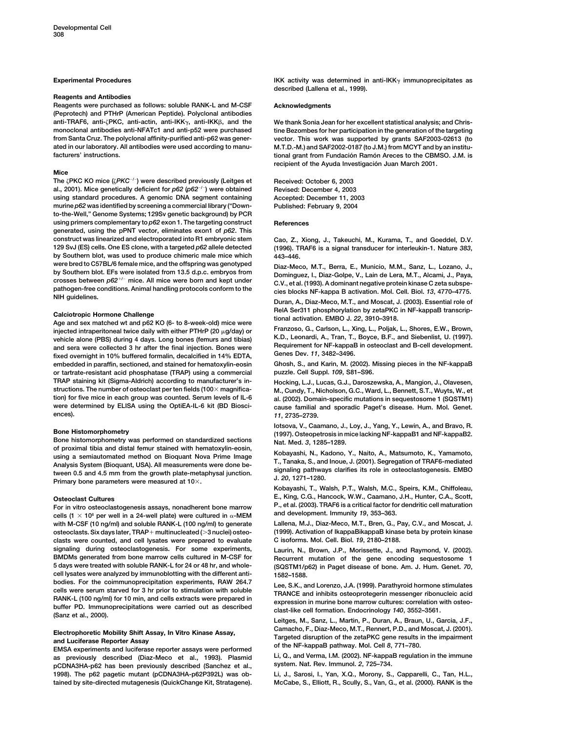## Experimental Procedures

### Reagents and Antibodies

Reagents were purchased as follows: soluble RANK-L and M-CSF (Peprotech) and PTHrP (American Peptide). Polyclonal antibodies anti-TRAF6, anti-ζPKC, anti-actin, anti-IKKγ, anti-IKKβ, and the monoclonal antibodies anti-NFATc1 and anti-p52 were purchased from Santa Cruz. The polyclonal affinity-purified anti-p62 was generated in our laboratory. All antibodies were used according to manufacturers' instructions.

### Mice

The ζPKC KO mice (*ζPKC*$^{-/-}$) were described previously (Leitges et al., 2001). Mice genetically deficient for *p62* (*p62*$^{-/-}$) were obtained using standard procedures. A genomic DNA segment containing murine *p62* was identified by screening a commercial library ("Down-to-the-Well," Genome Systems; 129Sv genetic background) by PCR using primers complementary to *p62* exon 1. The targeting construct generated, using the pPNT vector, eliminates exon1 of *p62*. This construct was linearized and electroporated into R1 embryonic stem 129 SvJ (ES) cells. One ES clone, with a targeted *p62* allele detected by Southern blot, was used to produce chimeric male mice which were bred to C57BL/6 female mice, and the offspring was genotyped by Southern blot. EFs were isolated from 13.5 d.p.c. embryos from crosses between *p62*$^{+/-}$ mice. All mice were born and kept under pathogen-free conditions. Animal handling protocols conform to the NIH guidelines.

### Calciotropic Hormone Challenge

Age and sex matched wt and p62 KO (6- to 8-week-old) mice were injected intraperitoneal twice daily with either PTHrP (20 μg/day) or vehicle alone (PBS) during 4 days. Long bones (femurs and tibias) and sera were collected 3 hr after the final injection. Bones were fixed overnight in 10% buffered formalin, decalcified in 14% EDTA, embedded in paraffin, sectioned, and stained for hematoxylin-eosin or tartrate-resistant acid phosphatase (TRAP) using a commercial TRAP staining kit (Sigma-Aldrich) according to manufacturer's instructions. The number of osteoclast per ten fields (100× magnification) for five mice in each group was counted. Serum levels of IL-6 were determined by ELISA using the OptiEA-IL-6 kit (BD Biosciences).

### Bone Histomorphometry

Bone histomorphometry was performed on standardized sections of proximal tibia and distal femur stained with hematoxylin-eosin, using a semiautomated method on Bioquant Nova Prime Image Analysis System (Bioquant, USA). All measurements were done between 0.5 and 4.5 mm from the growth plate-metaphysal junction. Primary bone parameters were measured at 10×.

### Osteoclast Cultures

For in vitro osteoclastogenesis assays, nonadherent bone marrow cells ($1 \times 10^6$ per well in a 24-well plate) were cultured in α-MEM with M-CSF (10 ng/ml) and soluble RANK-L (100 ng/ml) to generate osteoclasts. Six days later, TRAP+ multinucleated (>3 nuclei) osteoclasts were counted, and cell lysates were prepared to evaluate signaling during osteoclastogenesis. For some experiments, BMDMs generated from bone marrow cells cultured in M-CSF for 5 days were treated with soluble RANK-L for 24 or 48 hr, and whole-cell lysates were analyzed by immunoblotting with the different antibodies. For the coimmunoprecipitation experiments, RAW 264.7 cells were serum starved for 3 hr prior to stimulation with soluble RANK-L (100 ng/ml) for 10 min, and cells extracts were prepared in buffer PD. Immunoprecipitations were carried out as described (Sanz et al., 2000).

### Electrophoretic Mobility Shift Assay, In Vitro Kinase Assay, and Luciferase Reporter Assay

EMSA experiments and luciferase reporter assays were performed as previously described (Diaz-Meco et al., 1993). Plasmid pCDNA3HA-p62 has been previously described (Sanchez et al., 1998). The p62 pagetic mutant (pCDNA3HA-p62P392L) was obtained by site-directed mutagenesis (QuickChange Kit, Stratagene). IKK activity was determined in anti-IKKγ immunoprecipitates as described (Lallena et al., 1999).

## Acknowledgments

We thank Sonia Jean for her excellent statistical analysis; and Christine Bezombes for her participation in the generation of the targeting vector. This work was supported by grants SAF2003-02613 (to M.T.D.-M.) and SAF2002-0187 (to J.M.) from MCYT and by an institutional grant from Fundación Ramón Areces to the CBMSO. J.M. is recipient of the Ayuda Investigación Juan March 2001.

Received: October 6, 2003
Revised: December 4, 2003
Accepted: December 11, 2003
Published: February 9, 2004

## References

Cao, Z., Xiong, J., Takeuchi, M., Kurama, T., and Goeddel, D.V. (1996). TRAF6 is a signal transducer for interleukin-1. Nature *383*, 443–446.

Diaz-Meco, M.T., Berra, E., Municio, M.M., Sanz, L., Lozano, J., Dominguez, I., Diaz-Golpe, V., Lain de Lera, M.T., Alcami, J., Paya, C.V., et al. (1993). A dominant negative protein kinase C zeta subspecies blocks NF-kappa B activation. Mol. Cell. Biol. *13*, 4770–4775.

Duran, A., Diaz-Meco, M.T., and Moscat, J. (2003). Essential role of RelA Ser311 phosphorylation by zetaPKC in NF-kappaB transcriptional activation. EMBO J. *22*, 3910–3918.

Franzoso, G., Carlson, L., Xing, L., Poljak, L., Shores, E.W., Brown, K.D., Leonardi, A., Tran, T., Boyce, B.F., and Siebenlist, U. (1997). Requirement for NF-kappaB in osteoclast and B-cell development. Genes Dev. *11*, 3482–3496.

Ghosh, S., and Karin, M. (2002). Missing pieces in the NF-kappaB puzzle. Cell Suppl. *109*, S81–S96.

Hocking, L.J., Lucas, G.J., Daroszewska, A., Mangion, J., Olavesen, M., Cundy, T., Nicholson, G.C., Ward, L., Bennett, S.T., Wuyts, W., et al. (2002). Domain-specific mutations in sequestosome 1 (SQSTM1) cause familial and sporadic Paget's disease. Hum. Mol. Genet. *11*, 2735–2739.

Iotsova, V., Caamano, J., Loy, J., Yang, Y., Lewin, A., and Bravo, R. (1997). Osteopetrosis in mice lacking NF-kappaB1 and NF-kappaB2. Nat. Med. *3*, 1285–1289.

Kobayashi, N., Kadono, Y., Naito, A., Matsumoto, K., Yamamoto, T., Tanaka, S., and Inoue, J. (2001). Segregation of TRAF6-mediated signaling pathways clarifies its role in osteoclastogenesis. EMBO J. *20*, 1271–1280.

Kobayashi, T., Walsh, P.T., Walsh, M.C., Speirs, K.M., Chiffoleau, E., King, C.G., Hancock, W.W., Caamano, J.H., Hunter, C.A., Scott, P., et al. (2003). TRAF6 is a critical factor for dendritic cell maturation and development. Immunity *19*, 353–363.

Lallena, M.J., Diaz-Meco, M.T., Bren, G., Pay, C.V., and Moscat, J. (1999). Activation of IkappaBikappaB kinase beta by protein kinase C isoforms. Mol. Cell. Biol. *19*, 2180–2188.

Laurin, N., Brown, J.P., Morissette, J., and Raymond, V. (2002). Recurrent mutation of the gene encoding sequestosome 1 (SQSTM1/p62) in Paget disease of bone. Am. J. Hum. Genet. *70*, 1582–1588.

Lee, S.K., and Lorenzo, J.A. (1999). Parathyroid hormone stimulates TRANCE and inhibits osteoprotegerin messenger ribonucleic acid expression in murine bone marrow cultures: correlation with osteoclast-like cell formation. Endocrinology *140*, 3552–3561.

Leitges, M., Sanz, L., Martin, P., Duran, A., Braun, U., Garcia, J.F., Camacho, F., Diaz-Meco, M.T., Rennert, P.D., and Moscat, J. (2001). Targeted disruption of the zetaPKC gene results in the impairment of the NF-kappaB pathway. Mol. Cell *8*, 771–780.

Li, Q., and Verma, I.M. (2002). NF-kappaB regulation in the immune system. Nat. Rev. Immunol. *2*, 725–734.

Li, J., Sarosi, I., Yan, X.Q., Morony, S., Capparelli, C., Tan, H.L., McCabe, S., Elliott, R., Scully, S., Van, G., et al. (2000). RANK is the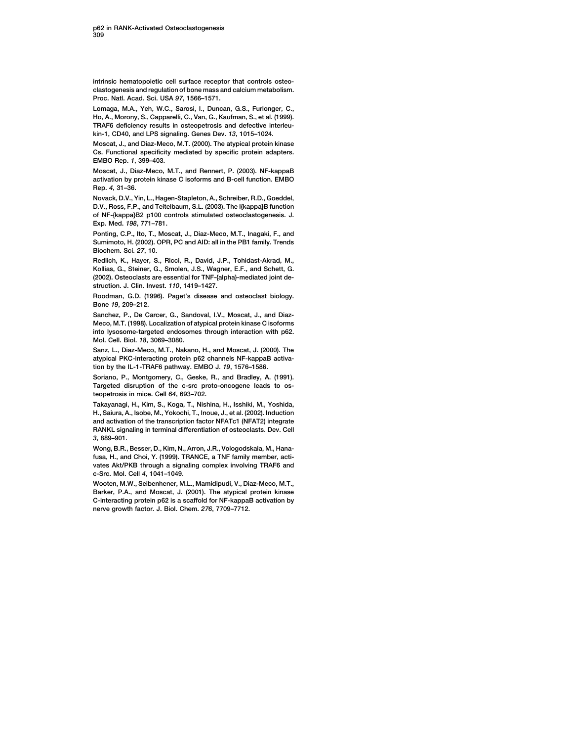intrinsic hematopoietic cell surface receptor that controls osteoclastogenesis and regulation of bone mass and calcium metabolism. Proc. Natl. Acad. Sci. USA *97*, 1566–1571.

Lomaga, M.A., Yeh, W.C., Sarosi, I., Duncan, G.S., Furlonger, C., Ho, A., Morony, S., Capparelli, C., Van, G., Kaufman, S., et al. (1999). TRAF6 deficiency results in osteopetrosis and defective interleukin-1, CD40, and LPS signaling. Genes Dev. *13*, 1015–1024.

Moscat, J., and Diaz-Meco, M.T. (2000). The atypical protein kinase Cs. Functional specificity mediated by specific protein adapters. EMBO Rep. *1*, 399–403.

Moscat, J., Diaz-Meco, M.T., and Rennert, P. (2003). NF-kappaB activation by protein kinase C isoforms and B-cell function. EMBO Rep. *4*, 31–36.

Novack, D.V., Yin, L., Hagen-Stapleton, A., Schreiber, R.D., Goeddel, D.V., Ross, F.P., and Teitelbaum, S.L. (2003). The I{kappa}B function of NF-{kappa}B2 p100 controls stimulated osteoclastogenesis. J. Exp. Med. *198*, 771–781.

Ponting, C.P., Ito, T., Moscat, J., Diaz-Meco, M.T., Inagaki, F., and Sumimoto, H. (2002). OPR, PC and AID: all in the PB1 family. Trends Biochem. Sci. *27*, 10.

Redlich, K., Hayer, S., Ricci, R., David, J.P., Tohidast-Akrad, M., Kollias, G., Steiner, G., Smolen, J.S., Wagner, E.F., and Schett, G. (2002). Osteoclasts are essential for TNF-{alpha}-mediated joint destruction. J. Clin. Invest. *110*, 1419–1427.

Roodman, G.D. (1996). Paget's disease and osteoclast biology. Bone *19*, 209–212.

Sanchez, P., De Carcer, G., Sandoval, I.V., Moscat, J., and Diaz-Meco, M.T. (1998). Localization of atypical protein kinase C isoforms into lysosome-targeted endosomes through interaction with p62. Mol. Cell. Biol. *18*, 3069–3080.

Sanz, L., Diaz-Meco, M.T., Nakano, H., and Moscat, J. (2000). The atypical PKC-interacting protein p62 channels NF-kappaB activation by the IL-1-TRAF6 pathway. EMBO J. *19*, 1576–1586.

Soriano, P., Montgomery, C., Geske, R., and Bradley, A. (1991). Targeted disruption of the c-src proto-oncogene leads to osteopetrosis in mice. Cell *64*, 693–702.

Takayanagi, H., Kim, S., Koga, T., Nishina, H., Isshiki, M., Yoshida, H., Saiura, A., Isobe, M., Yokochi, T., Inoue, J., et al. (2002). Induction and activation of the transcription factor NFATc1 (NFAT2) integrate RANKL signaling in terminal differentiation of osteoclasts. Dev. Cell *3*, 889–901.

Wong, B.R., Besser, D., Kim, N., Arron, J.R., Vologodskaia, M., Hanafusa, H., and Choi, Y. (1999). TRANCE, a TNF family member, activates Akt/PKB through a signaling complex involving TRAF6 and c-Src. Mol. Cell *4*, 1041–1049.

Wooten, M.W., Seibenhener, M.L., Mamidipudi, V., Diaz-Meco, M.T., Barker, P.A., and Moscat, J. (2001). The atypical protein kinase C-interacting protein p62 is a scaffold for NF-kappaB activation by nerve growth factor. J. Biol. Chem. *276*, 7709–7712.